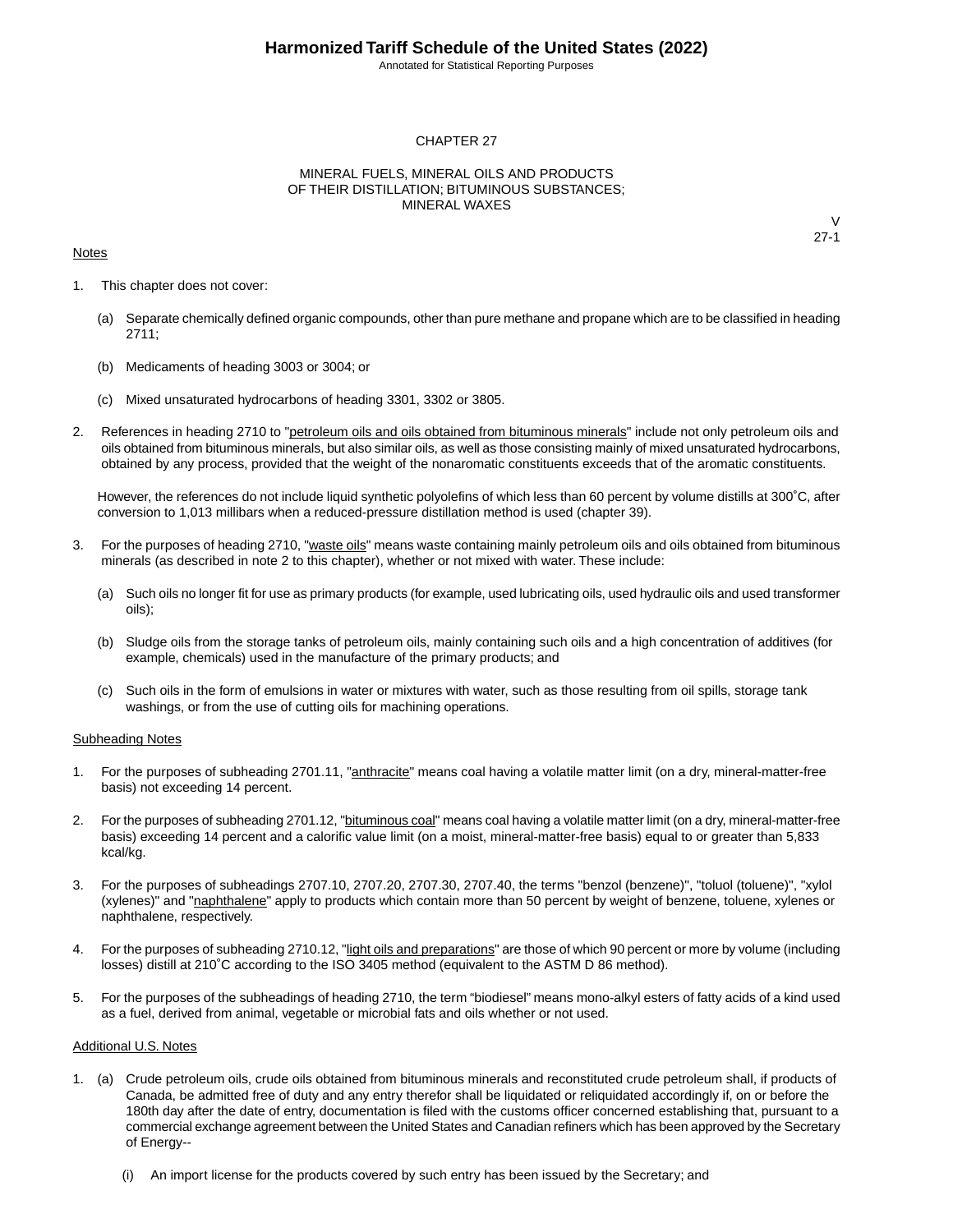# CHAPTER 27

## MINERAL FUELS, MINERAL OILS AND PRODUCTS OF THEIR DISTILLATION; BITUMINOUS SUBSTANCES; MINERAL WAXES

V
27-1

Notes

1. This chapter does not cover:

   (a) Separate chemically defined organic compounds, other than pure methane and propane which are to be classified in heading 2711;

   (b) Medicaments of heading 3003 or 3004; or

   (c) Mixed unsaturated hydrocarbons of heading 3301, 3302 or 3805.

2. References in heading 2710 to "petroleum oils and oils obtained from bituminous minerals" include not only petroleum oils and oils obtained from bituminous minerals, but also similar oils, as well as those consisting mainly of mixed unsaturated hydrocarbons, obtained by any process, provided that the weight of the nonaromatic constituents exceeds that of the aromatic constituents.

   However, the references do not include liquid synthetic polyolefins of which less than 60 percent by volume distills at 300˚C, after conversion to 1,013 millibars when a reduced-pressure distillation method is used (chapter 39).

3. For the purposes of heading 2710, "waste oils" means waste containing mainly petroleum oils and oils obtained from bituminous minerals (as described in note 2 to this chapter), whether or not mixed with water. These include:

   (a) Such oils no longer fit for use as primary products (for example, used lubricating oils, used hydraulic oils and used transformer oils);

   (b) Sludge oils from the storage tanks of petroleum oils, mainly containing such oils and a high concentration of additives (for example, chemicals) used in the manufacture of the primary products; and

   (c) Such oils in the form of emulsions in water or mixtures with water, such as those resulting from oil spills, storage tank washings, or from the use of cutting oils for machining operations.

Subheading Notes

1. For the purposes of subheading 2701.11, "anthracite" means coal having a volatile matter limit (on a dry, mineral-matter-free basis) not exceeding 14 percent.

2. For the purposes of subheading 2701.12, "bituminous coal" means coal having a volatile matter limit (on a dry, mineral-matter-free basis) exceeding 14 percent and a calorific value limit (on a moist, mineral-matter-free basis) equal to or greater than 5,833 kcal/kg.

3. For the purposes of subheadings 2707.10, 2707.20, 2707.30, 2707.40, the terms "benzol (benzene)", "toluol (toluene)", "xylol (xylenes)" and "naphthalene" apply to products which contain more than 50 percent by weight of benzene, toluene, xylenes or naphthalene, respectively.

4. For the purposes of subheading 2710.12, "light oils and preparations" are those of which 90 percent or more by volume (including losses) distill at 210˚C according to the ISO 3405 method (equivalent to the ASTM D 86 method).

5. For the purposes of the subheadings of heading 2710, the term “biodiesel” means mono-alkyl esters of fatty acids of a kind used as a fuel, derived from animal, vegetable or microbial fats and oils whether or not used.

Additional U.S. Notes

1. (a) Crude petroleum oils, crude oils obtained from bituminous minerals and reconstituted crude petroleum shall, if products of Canada, be admitted free of duty and any entry therefor shall be liquidated or reliquidated accordingly if, on or before the 180th day after the date of entry, documentation is filed with the customs officer concerned establishing that, pursuant to a commercial exchange agreement between the United States and Canadian refiners which has been approved by the Secretary of Energy--

      (i) An import license for the products covered by such entry has been issued by the Secretary; and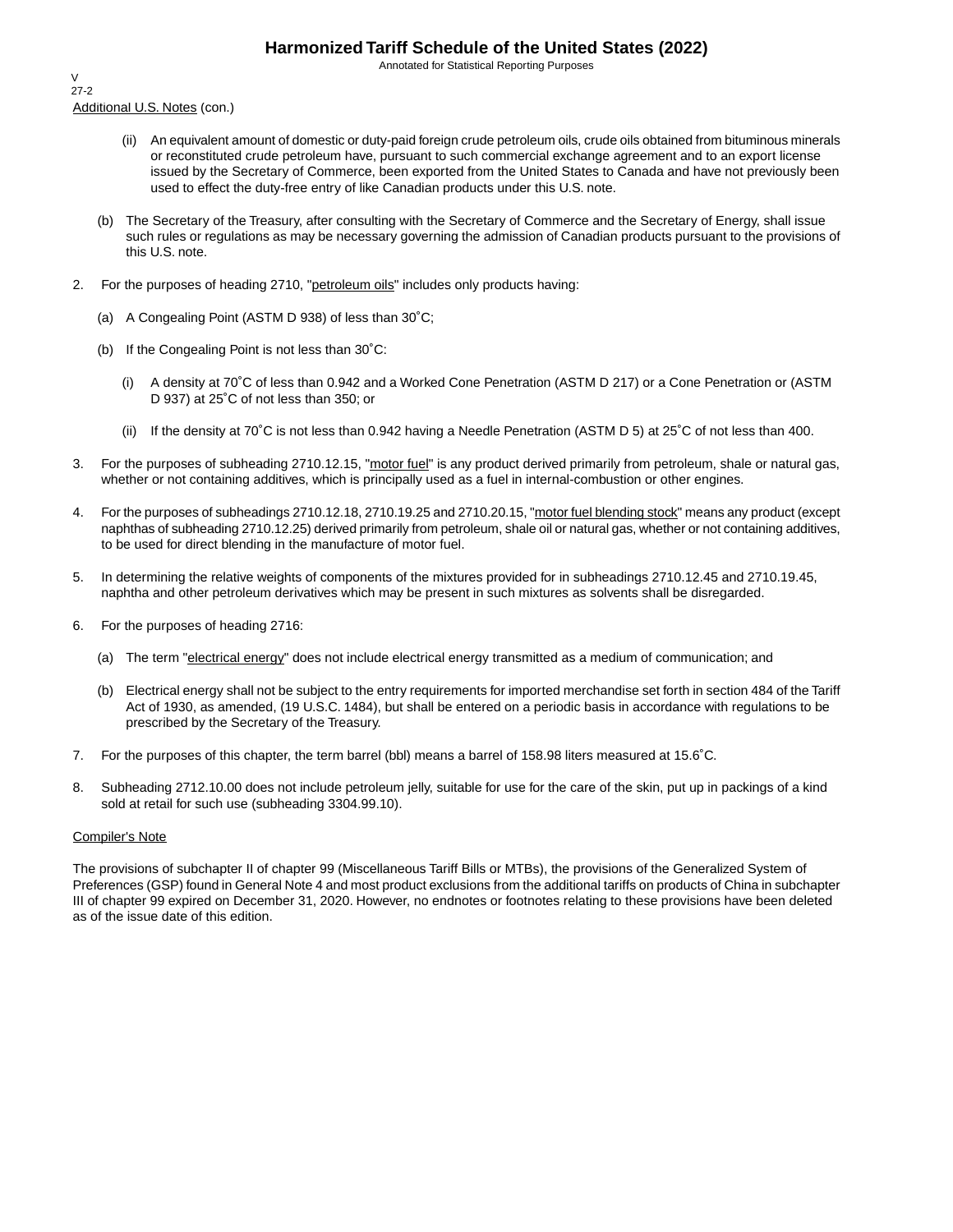Additional U.S. Notes (con.)

(ii) An equivalent amount of domestic or duty-paid foreign crude petroleum oils, crude oils obtained from bituminous minerals or reconstituted crude petroleum have, pursuant to such commercial exchange agreement and to an export license issued by the Secretary of Commerce, been exported from the United States to Canada and have not previously been used to effect the duty-free entry of like Canadian products under this U.S. note.

(b) The Secretary of the Treasury, after consulting with the Secretary of Commerce and the Secretary of Energy, shall issue such rules or regulations as may be necessary governing the admission of Canadian products pursuant to the provisions of this U.S. note.

2. For the purposes of heading 2710, "petroleum oils" includes only products having:

   (a) A Congealing Point (ASTM D 938) of less than 30˚C;

   (b) If the Congealing Point is not less than 30˚C:

      (i) A density at 70˚C of less than 0.942 and a Worked Cone Penetration (ASTM D 217) or a Cone Penetration or (ASTM D 937) at 25˚C of not less than 350; or

      (ii) If the density at 70˚C is not less than 0.942 having a Needle Penetration (ASTM D 5) at 25˚C of not less than 400.

3. For the purposes of subheading 2710.12.15, "motor fuel" is any product derived primarily from petroleum, shale or natural gas, whether or not containing additives, which is principally used as a fuel in internal-combustion or other engines.

4. For the purposes of subheadings 2710.12.18, 2710.19.25 and 2710.20.15, "motor fuel blending stock" means any product (except naphthas of subheading 2710.12.25) derived primarily from petroleum, shale oil or natural gas, whether or not containing additives, to be used for direct blending in the manufacture of motor fuel.

5. In determining the relative weights of components of the mixtures provided for in subheadings 2710.12.45 and 2710.19.45, naphtha and other petroleum derivatives which may be present in such mixtures as solvents shall be disregarded.

6. For the purposes of heading 2716:

   (a) The term "electrical energy" does not include electrical energy transmitted as a medium of communication; and

   (b) Electrical energy shall not be subject to the entry requirements for imported merchandise set forth in section 484 of the Tariff Act of 1930, as amended, (19 U.S.C. 1484), but shall be entered on a periodic basis in accordance with regulations to be prescribed by the Secretary of the Treasury.

7. For the purposes of this chapter, the term barrel (bbl) means a barrel of 158.98 liters measured at 15.6˚C.

8. Subheading 2712.10.00 does not include petroleum jelly, suitable for use for the care of the skin, put up in packings of a kind sold at retail for such use (subheading 3304.99.10).

Compiler's Note

The provisions of subchapter II of chapter 99 (Miscellaneous Tariff Bills or MTBs), the provisions of the Generalized System of Preferences (GSP) found in General Note 4 and most product exclusions from the additional tariffs on products of China in subchapter III of chapter 99 expired on December 31, 2020. However, no endnotes or footnotes relating to these provisions have been deleted as of the issue date of this edition.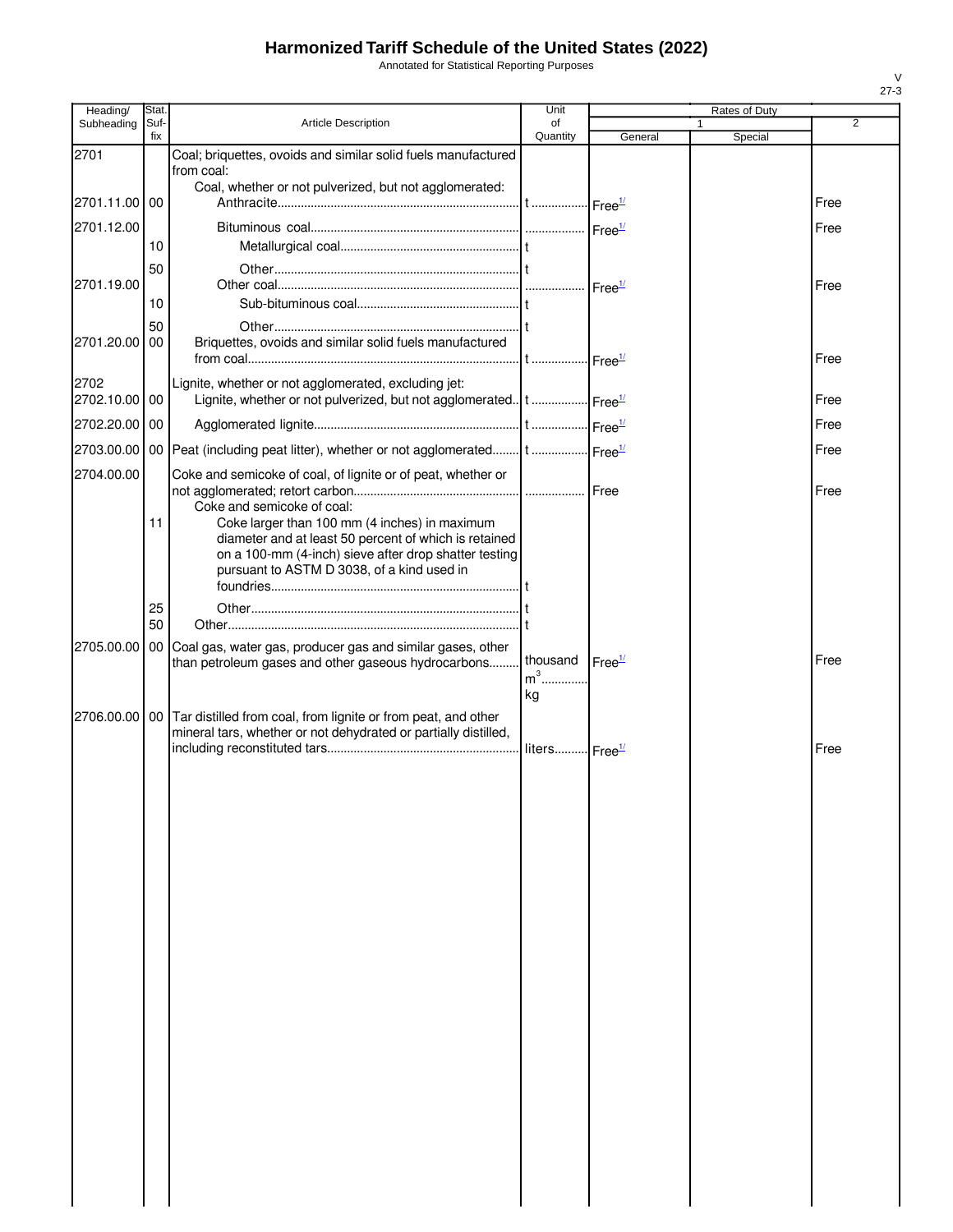# Harmonized Tariff Schedule of the United States (2022)

Annotated for Statistical Reporting Purposes

| Heading/ Subheading | Stat. Suf- fix | Article Description | Unit of Quantity | Rates of Duty | | |
|---|---|---|---|---|---|---|
| | | | | 1 | | 2 |
| | | | | General | Special | |
| 2701 | | Coal; briquettes, ovoids and similar solid fuels manufactured from coal: | | | | |
| | | Coal, whether or not pulverized, but not agglomerated: | | | | |
| 2701.11.00 | 00 | Anthracite | t | Free[1/] | | Free |
| 2701.12.00 | | Bituminous coal | | Free[1/] | | Free |
| | 10 | Metallurgical coal | t | | | |
| | 50 | Other | t | | | |
| 2701.19.00 | | Other coal | | Free[1/] | | Free |
| | 10 | Sub-bituminous coal | t | | | |
| | 50 | Other | t | | | |
| 2701.20.00 | 00 | Briquettes, ovoids and similar solid fuels manufactured from coal | t | Free[1/] | | Free |
| 2702 | | Lignite, whether or not agglomerated, excluding jet: | | | | |
| 2702.10.00 | 00 | Lignite, whether or not pulverized, but not agglomerated | t | Free[1/] | | Free |
| 2702.20.00 | 00 | Agglomerated lignite | t | Free[1/] | | Free |
| 2703.00.00 | 00 | Peat (including peat litter), whether or not agglomerated | t | Free[1/] | | Free |
| 2704.00.00 | | Coke and semicoke of coal, of lignite or of peat, whether or not agglomerated; retort carbon | | Free | | Free |
| | | Coke and semicoke of coal: | | | | |
| | 11 | Coke larger than 100 mm (4 inches) in maximum diameter and at least 50 percent of which is retained on a 100-mm (4-inch) sieve after drop shatter testing pursuant to ASTM D 3038, of a kind used in foundries | t | | | |
| | 25 | Other | t | | | |
| | 50 | Other | t | | | |
| 2705.00.00 | 00 | Coal gas, water gas, producer gas and similar gases, other than petroleum gases and other gaseous hydrocarbons | thousand $m^3$ kg | Free[1/] | | Free |
| 2706.00.00 | 00 | Tar distilled from coal, from lignite or from peat, and other mineral tars, whether or not dehydrated or partially distilled, including reconstituted tars | liters | Free[1/] | | Free |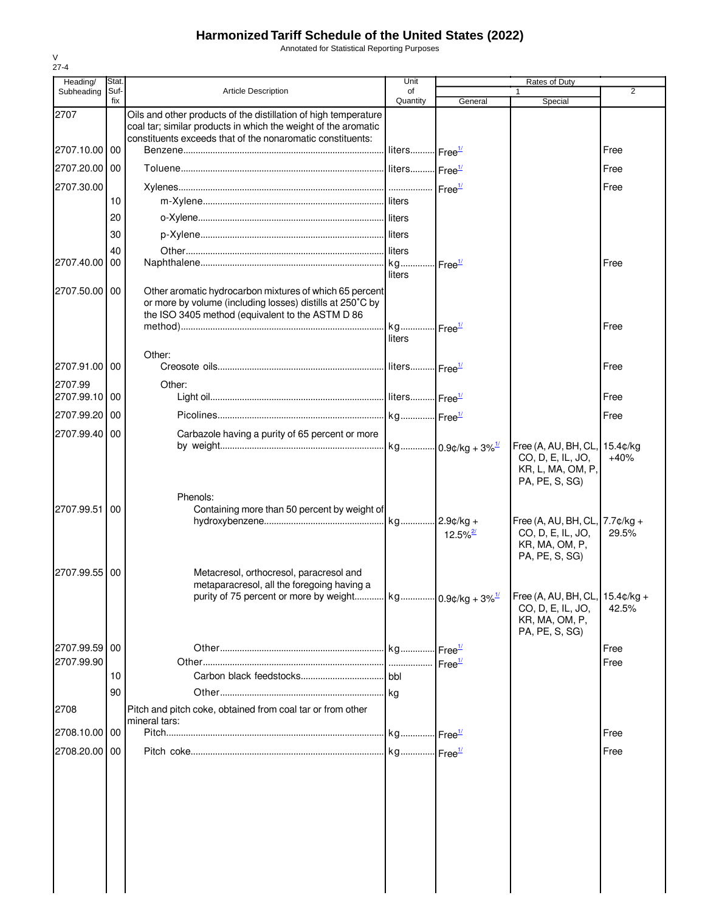# Harmonized Tariff Schedule of the United States (2022)

Annotated for Statistical Reporting Purposes

V
27-4

| Heading/ Subheading | Stat. Suf- fix | Article Description | Unit of Quantity | Rates of Duty 1 General | Special | 2 |
|---|---|---|---|---|---|---|
| 2707 | | Oils and other products of the distillation of high temperature coal tar; similar products in which the weight of the aromatic constituents exceeds that of the nonaromatic constituents: | | | | |
| 2707.10.00 | 00 | Benzene | liters | Free[1/] | | Free |
| 2707.20.00 | 00 | Toluene | liters | Free[1/] | | Free |
| 2707.30.00 | | Xylenes | | Free[1/] | | Free |
| | 10 | m-Xylene | liters | | | |
| | 20 | o-Xylene | liters | | | |
| | 30 | p-Xylene | liters | | | |
| | 40 | Other | liters | | | |
| 2707.40.00 | 00 | Naphthalene | kg liters | Free[1/] | | Free |
| 2707.50.00 | 00 | Other aromatic hydrocarbon mixtures of which 65 percent or more by volume (including losses) distills at 250°C by the ISO 3405 method (equivalent to the ASTM D 86 method) | kg liters | Free[1/] | | Free |
| | | Other: | | | | |
| 2707.91.00 | 00 | Creosote oils | liters | Free[1/] | | Free |
| 2707.99 | | Other: | | | | |
| 2707.99.10 | 00 | Light oil | liters | Free[1/] | | Free |
| 2707.99.20 | 00 | Picolines | kg | Free[1/] | | Free |
| 2707.99.40 | 00 | Carbazole having a purity of 65 percent or more by weight | kg | 0.9¢/kg + 3%[1/] | Free (A, AU, BH, CL, CO, D, E, IL, JO, KR, L, MA, OM, P, PA, PE, S, SG) | 15.4¢/kg +40% |
| | | Phenols: | | | | |
| 2707.99.51 | 00 | Containing more than 50 percent by weight of hydroxybenzene | kg | 2.9¢/kg + 12.5%[2/] | Free (A, AU, BH, CL, CO, D, E, IL, JO, KR, MA, OM, P, PA, PE, S, SG) | 7.7¢/kg + 29.5% |
| 2707.99.55 | 00 | Metacresol, orthocresol, paracresol and metaparacresol, all the foregoing having a purity of 75 percent or more by weight | kg | 0.9¢/kg + 3%[1/] | Free (A, AU, BH, CL, CO, D, E, IL, JO, KR, MA, OM, P, PA, PE, S, SG) | 15.4¢/kg + 42.5% |
| 2707.99.59 | 00 | Other | kg | Free[1/] | | Free |
| 2707.99.90 | | Other | | Free[1/] | | Free |
| | 10 | Carbon black feedstocks | bbl | | | |
| | 90 | Other | kg | | | |
| 2708 | | Pitch and pitch coke, obtained from coal tar or from other mineral tars: | | | | |
| 2708.10.00 | 00 | Pitch | kg | Free[1/] | | Free |
| 2708.20.00 | 00 | Pitch coke | kg | Free[1/] | | Free |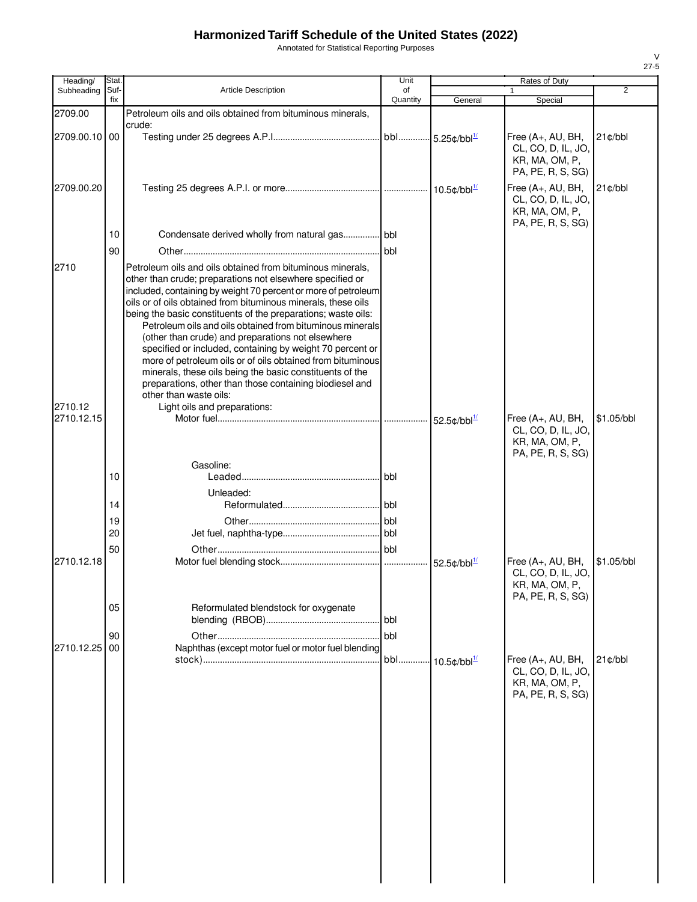# Harmonized Tariff Schedule of the United States (2022)

Annotated for Statistical Reporting Purposes

V
27-5

| Heading/ Subheading | Stat. Suf- fix | Article Description | Unit of Quantity | Rates of Duty 1 General | Special | 2 |
|---|---|---|---|---|---|---|
| 2709.00 | | Petroleum oils and oils obtained from bituminous minerals, crude: | | | | |
| 2709.00.10 | 00 | Testing under 25 degrees A.P.I. | bbl | 5.25¢/bbl[1/] | Free (A+, AU, BH, CL, CO, D, IL, JO, KR, MA, OM, P, PA, PE, R, S, SG) | 21¢/bbl |
| 2709.00.20 | | Testing 25 degrees A.P.I. or more | | 10.5¢/bbl[1/] | Free (A+, AU, BH, CL, CO, D, IL, JO, KR, MA, OM, P, PA, PE, R, S, SG) | 21¢/bbl |
| | 10 | Condensate derived wholly from natural gas | bbl | | | |
| | 90 | Other | bbl | | | |
| 2710 | | Petroleum oils and oils obtained from bituminous minerals, other than crude; preparations not elsewhere specified or included, containing by weight 70 percent or more of petroleum oils or of oils obtained from bituminous minerals, these oils being the basic constituents of the preparations; waste oils: | | | | |
| | | Petroleum oils and oils obtained from bituminous minerals (other than crude) and preparations not elsewhere specified or included, containing by weight 70 percent or more of petroleum oils or of oils obtained from bituminous minerals, these oils being the basic constituents of the preparations, other than those containing biodiesel and other than waste oils: | | | | |
| 2710.12 | | Light oils and preparations: | | | | |
| 2710.12.15 | | Motor fuel | | 52.5¢/bbl[1/] | Free (A+, AU, BH, CL, CO, D, IL, JO, KR, MA, OM, P, PA, PE, R, S, SG) | $1.05/bbl |
| | | Gasoline: | | | | |
| | 10 | Leaded | bbl | | | |
| | | Unleaded: | | | | |
| | 14 | Reformulated | bbl | | | |
| | 19 | Other | bbl | | | |
| | 20 | Jet fuel, naphtha-type | bbl | | | |
| | 50 | Other | bbl | | | |
| 2710.12.18 | | Motor fuel blending stock | | 52.5¢/bbl[1/] | Free (A+, AU, BH, CL, CO, D, IL, JO, KR, MA, OM, P, PA, PE, R, S, SG) | $1.05/bbl |
| | 05 | Reformulated blendstock for oxygenate blending (RBOB) | bbl | | | |
| | 90 | Other | bbl | | | |
| 2710.12.25 | 00 | Naphthas (except motor fuel or motor fuel blending stock) | bbl | 10.5¢/bbl[1/] | Free (A+, AU, BH, CL, CO, D, IL, JO, KR, MA, OM, P, PA, PE, R, S, SG) | 21¢/bbl |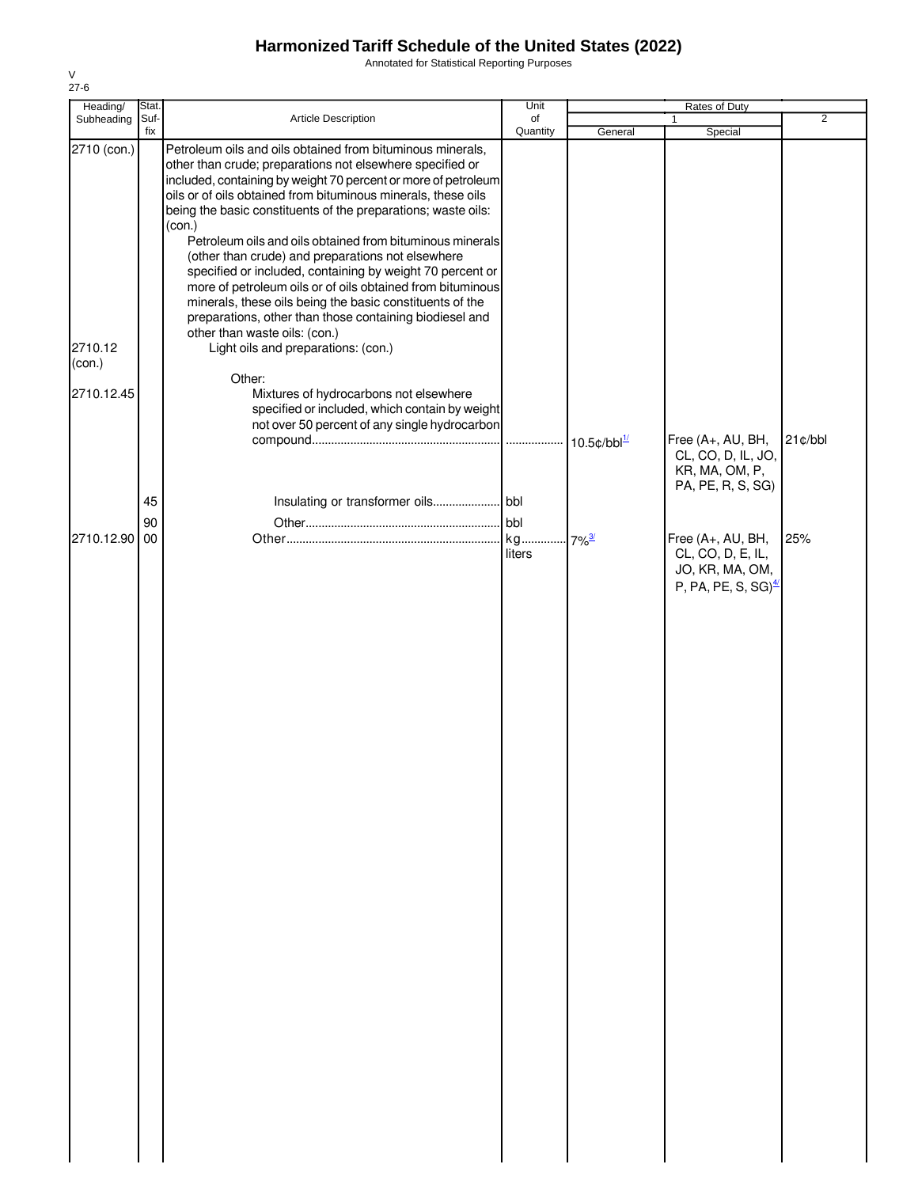# Harmonized Tariff Schedule of the United States (2022)

Annotated for Statistical Reporting Purposes

V
27-6

| Heading/ Subheading | Stat. Suf- fix | Article Description | Unit of Quantity | Rates of Duty 1 General | Special | 2 |
|---|---|---|---|---|---|---|
| 2710 (con.) | | Petroleum oils and oils obtained from bituminous minerals, other than crude; preparations not elsewhere specified or included, containing by weight 70 percent or more of petroleum oils or of oils obtained from bituminous minerals, these oils being the basic constituents of the preparations; waste oils: (con.) | | | | |
| | | Petroleum oils and oils obtained from bituminous minerals (other than crude) and preparations not elsewhere specified or included, containing by weight 70 percent or more of petroleum oils or of oils obtained from bituminous minerals, these oils being the basic constituents of the preparations, other than those containing biodiesel and other than waste oils: (con.) | | | | |
| 2710.12 (con.) | | Light oils and preparations: (con.) | | | | |
| | | Other: | | | | |
| 2710.12.45 | | Mixtures of hydrocarbons not elsewhere specified or included, which contain by weight not over 50 percent of any single hydrocarbon compound | | 10.5¢/bbl[1/] | Free (A+, AU, BH, CL, CO, D, IL, JO, KR, MA, OM, P, PA, PE, R, S, SG) | 21¢/bbl |
| | 45 | Insulating or transformer oils | bbl | | | |
| | 90 | Other | bbl | | | |
| 2710.12.90 | 00 | Other | kg liters | 7%[3/] | Free (A+, AU, BH, CL, CO, D, E, IL, JO, KR, MA, OM, P, PA, PE, S, SG)[4/] | 25% |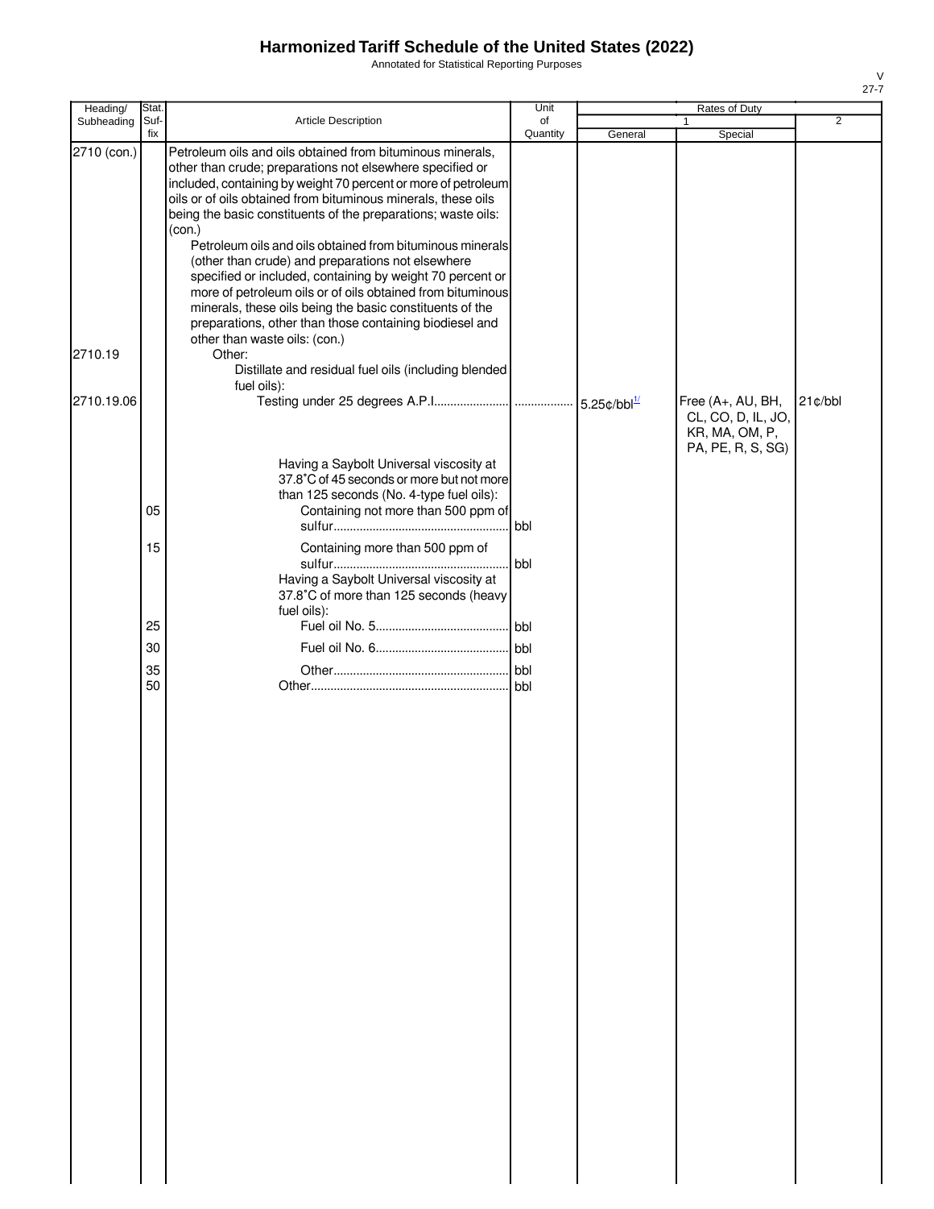# Harmonized Tariff Schedule of the United States (2022)

Annotated for Statistical Reporting Purposes

| Heading/ Subheading | Stat. Suf- fix | Article Description | Unit of Quantity | Rates of Duty 1 General | Special | 2 |
|---|---|---|---|---|---|---|
| 2710 (con.) | | Petroleum oils and oils obtained from bituminous minerals, other than crude; preparations not elsewhere specified or included, containing by weight 70 percent or more of petroleum oils or of oils obtained from bituminous minerals, these oils being the basic constituents of the preparations; waste oils: (con.) | | | | |
| | | Petroleum oils and oils obtained from bituminous minerals (other than crude) and preparations not elsewhere specified or included, containing by weight 70 percent or more of petroleum oils or of oils obtained from bituminous minerals, these oils being the basic constituents of the preparations, other than those containing biodiesel and other than waste oils: (con.) | | | | |
| 2710.19 | | Other: | | | | |
| | | Distillate and residual fuel oils (including blended fuel oils): | | | | |
| 2710.19.06 | | Testing under 25 degrees A.P.I. | | 5.25¢/bbl[1/] | Free (A+, AU, BH, CL, CO, D, IL, JO, KR, MA, OM, P, PA, PE, R, S, SG) | 21¢/bbl |
| | | Having a Saybolt Universal viscosity at 37.8°C of 45 seconds or more but not more than 125 seconds (No. 4-type fuel oils): | | | | |
| | 05 | Containing not more than 500 ppm of sulfur | bbl | | | |
| | 15 | Containing more than 500 ppm of sulfur | bbl | | | |
| | | Having a Saybolt Universal viscosity at 37.8°C of more than 125 seconds (heavy fuel oils): | | | | |
| | 25 | Fuel oil No. 5 | bbl | | | |
| | 30 | Fuel oil No. 6 | bbl | | | |
| | 35 | Other | bbl | | | |
| | 50 | Other | bbl | | | |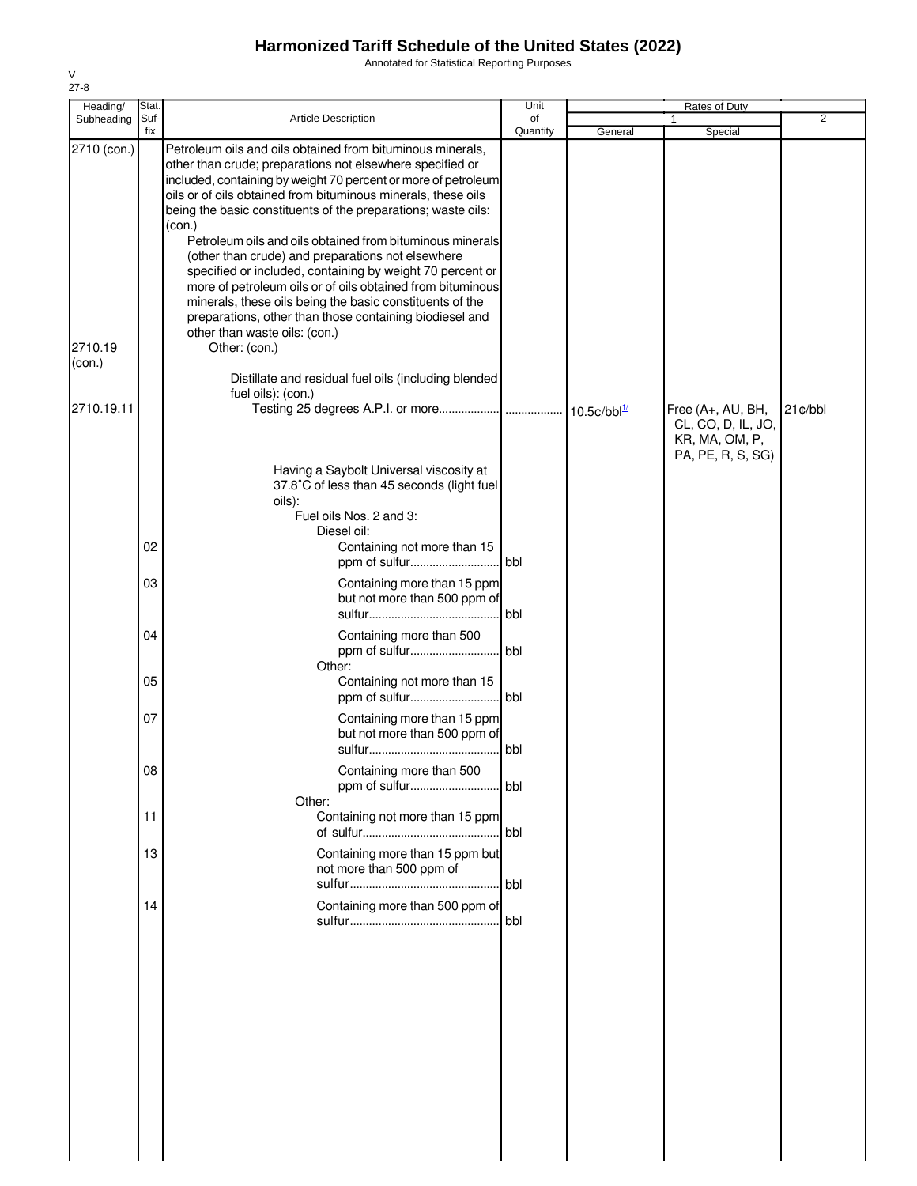# Harmonized Tariff Schedule of the United States (2022)

Annotated for Statistical Reporting Purposes

V
27-8

| Heading/ Subheading | Stat. Suf- fix | Article Description | Unit of Quantity | Rates of Duty 1 General | Rates of Duty 1 Special | Rates of Duty 2 |
|---|---|---|---|---|---|---|
| 2710 (con.) | | Petroleum oils and oils obtained from bituminous minerals, other than crude; preparations not elsewhere specified or included, containing by weight 70 percent or more of petroleum oils or of oils obtained from bituminous minerals, these oils being the basic constituents of the preparations; waste oils: (con.) | | | | |
| | | Petroleum oils and oils obtained from bituminous minerals (other than crude) and preparations not elsewhere specified or included, containing by weight 70 percent or more of petroleum oils or of oils obtained from bituminous minerals, these oils being the basic constituents of the preparations, other than those containing biodiesel and other than waste oils: (con.) | | | | |
| 2710.19 (con.) | | Other: (con.) | | | | |
| | | Distillate and residual fuel oils (including blended fuel oils): (con.) | | | | |
| 2710.19.11 | | Testing 25 degrees A.P.I. or more | | 10.5¢/bbl[1/] | Free (A+, AU, BH, CL, CO, D, IL, JO, KR, MA, OM, P, PA, PE, R, S, SG) | 21¢/bbl |
| | | Having a Saybolt Universal viscosity at 37.8°C of less than 45 seconds (light fuel oils): | | | | |
| | | Fuel oils Nos. 2 and 3: | | | | |
| | | Diesel oil: | | | | |
| | 02 | Containing not more than 15 ppm of sulfur | bbl | | | |
| | 03 | Containing more than 15 ppm but not more than 500 ppm of sulfur | bbl | | | |
| | 04 | Containing more than 500 ppm of sulfur | bbl | | | |
| | | Other: | | | | |
| | 05 | Containing not more than 15 ppm of sulfur | bbl | | | |
| | 07 | Containing more than 15 ppm but not more than 500 ppm of sulfur | bbl | | | |
| | 08 | Containing more than 500 ppm of sulfur | bbl | | | |
| | | Other: | | | | |
| | 11 | Containing not more than 15 ppm of sulfur | bbl | | | |
| | 13 | Containing more than 15 ppm but not more than 500 ppm of sulfur | bbl | | | |
| | 14 | Containing more than 500 ppm of sulfur | bbl | | | |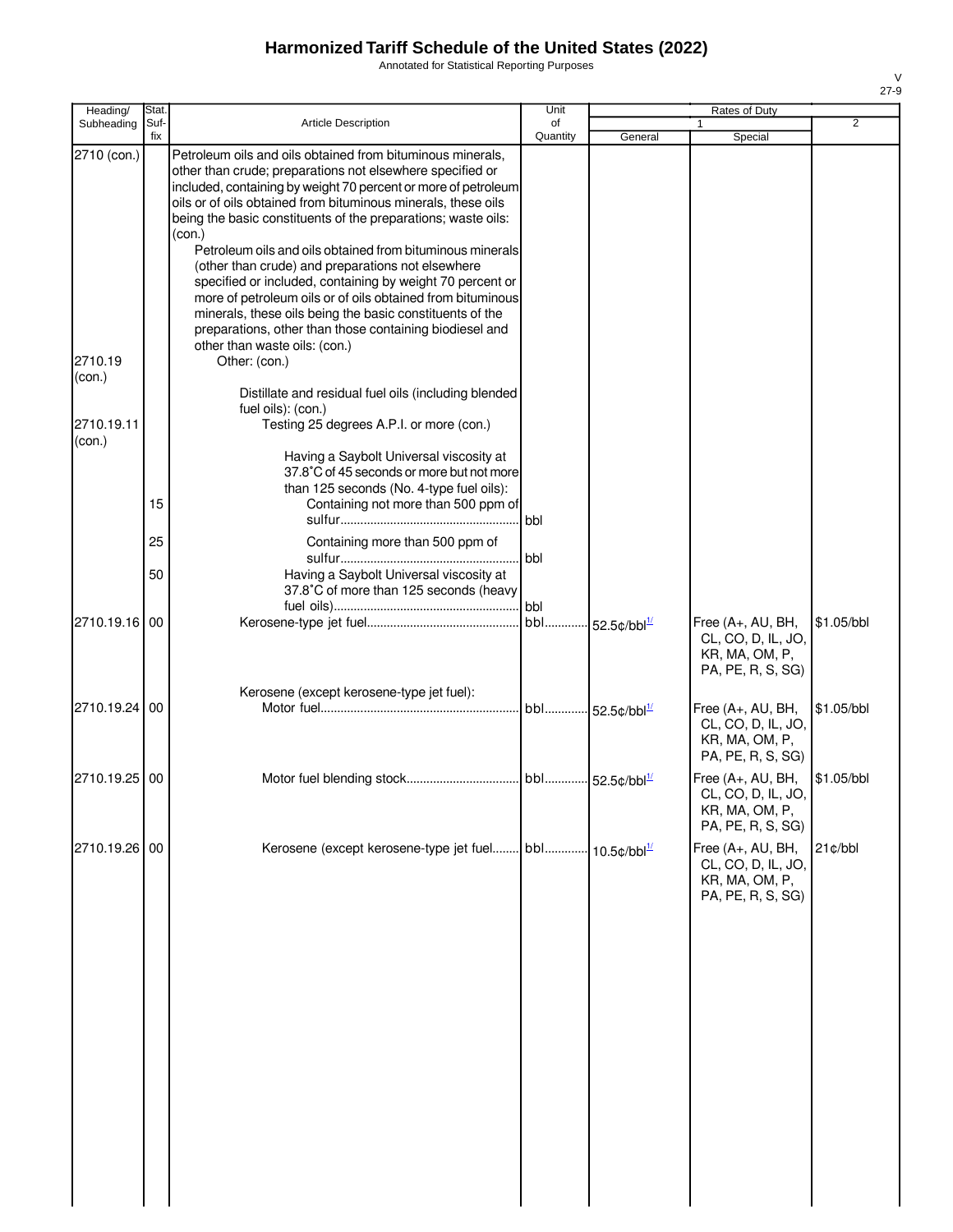# Harmonized Tariff Schedule of the United States (2022)

Annotated for Statistical Reporting Purposes

V
27-9

| Heading/ Subheading | Stat. Suf- fix | Article Description | Unit of Quantity | Rates of Duty 1 General | Special | 2 |
|---|---|---|---|---|---|---|
| 2710 (con.) | | Petroleum oils and oils obtained from bituminous minerals, other than crude; preparations not elsewhere specified or included, containing by weight 70 percent or more of petroleum oils or of oils obtained from bituminous minerals, these oils being the basic constituents of the preparations; waste oils: (con.) | | | | |
| | | Petroleum oils and oils obtained from bituminous minerals (other than crude) and preparations not elsewhere specified or included, containing by weight 70 percent or more of petroleum oils or of oils obtained from bituminous minerals, these oils being the basic constituents of the preparations, other than those containing biodiesel and other than waste oils: (con.) | | | | |
| 2710.19 (con.) | | Other: (con.) | | | | |
| | | Distillate and residual fuel oils (including blended fuel oils): (con.) | | | | |
| 2710.19.11 (con.) | | Testing 25 degrees A.P.I. or more (con.) | | | | |
| | | Having a Saybolt Universal viscosity at 37.8˚C of 45 seconds or more but not more than 125 seconds (No. 4-type fuel oils): | | | | |
| | 15 | Containing not more than 500 ppm of sulfur | bbl | | | |
| | 25 | Containing more than 500 ppm of sulfur | bbl | | | |
| | 50 | Having a Saybolt Universal viscosity at 37.8˚C of more than 125 seconds (heavy fuel oils) | bbl | | | |
| 2710.19.16 | 00 | Kerosene-type jet fuel | bbl | 52.5¢/bbl[1/] | Free (A+, AU, BH, CL, CO, D, IL, JO, KR, MA, OM, P, PA, PE, R, S, SG) | $1.05/bbl |
| | | Kerosene (except kerosene-type jet fuel): | | | | |
| 2710.19.24 | 00 | Motor fuel | bbl | 52.5¢/bbl[1/] | Free (A+, AU, BH, CL, CO, D, IL, JO, KR, MA, OM, P, PA, PE, R, S, SG) | $1.05/bbl |
| 2710.19.25 | 00 | Motor fuel blending stock | bbl | 52.5¢/bbl[1/] | Free (A+, AU, BH, CL, CO, D, IL, JO, KR, MA, OM, P, PA, PE, R, S, SG) | $1.05/bbl |
| 2710.19.26 | 00 | Kerosene (except kerosene-type jet fuel | bbl | 10.5¢/bbl[1/] | Free (A+, AU, BH, CL, CO, D, IL, JO, KR, MA, OM, P, PA, PE, R, S, SG) | 21¢/bbl |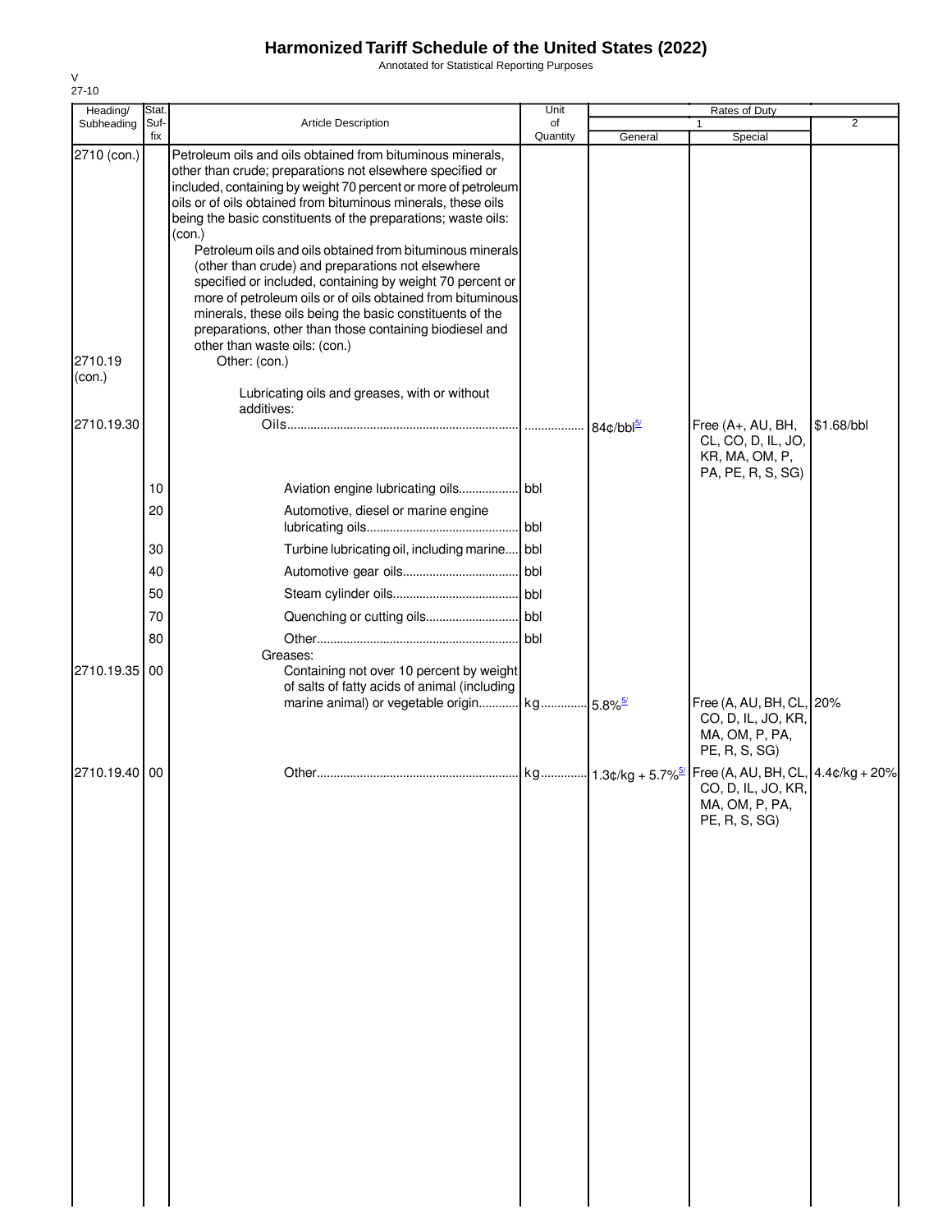# Harmonized Tariff Schedule of the United States (2022)

Annotated for Statistical Reporting Purposes

V
27-10

| Heading/ Subheading | Stat. Suf- fix | Article Description | Unit of Quantity | Rates of Duty 1 General | Special | 2 |
|---|---|---|---|---|---|---|
| 2710 (con.) | | Petroleum oils and oils obtained from bituminous minerals, other than crude; preparations not elsewhere specified or included, containing by weight 70 percent or more of petroleum oils or of oils obtained from bituminous minerals, these oils being the basic constituents of the preparations; waste oils: (con.) | | | | |
| | | Petroleum oils and oils obtained from bituminous minerals (other than crude) and preparations not elsewhere specified or included, containing by weight 70 percent or more of petroleum oils or of oils obtained from bituminous minerals, these oils being the basic constituents of the preparations, other than those containing biodiesel and other than waste oils: (con.) | | | | |
| 2710.19 (con.) | | Other: (con.) | | | | |
| | | Lubricating oils and greases, with or without additives: | | | | |
| 2710.19.30 | | Oils | | 84¢/bbl[5/] | Free (A+, AU, BH, CL, CO, D, IL, JO, KR, MA, OM, P, PA, PE, R, S, SG) | $1.68/bbl |
| | 10 | Aviation engine lubricating oils | bbl | | | |
| | 20 | Automotive, diesel or marine engine lubricating oils | bbl | | | |
| | 30 | Turbine lubricating oil, including marine | bbl | | | |
| | 40 | Automotive gear oils | bbl | | | |
| | 50 | Steam cylinder oils | bbl | | | |
| | 70 | Quenching or cutting oils | bbl | | | |
| | 80 | Other | bbl | | | |
| | | Greases: | | | | |
| 2710.19.35 | 00 | Containing not over 10 percent by weight of salts of fatty acids of animal (including marine animal) or vegetable origin | kg | 5.8%[5/] | Free (A, AU, BH, CL, CO, D, IL, JO, KR, MA, OM, P, PA, PE, R, S, SG) | 20% |
| 2710.19.40 | 00 | Other | kg | 1.3¢/kg + 5.7%[5/] | Free (A, AU, BH, CL, CO, D, IL, JO, KR, MA, OM, P, PA, PE, R, S, SG) | 4.4¢/kg + 20% |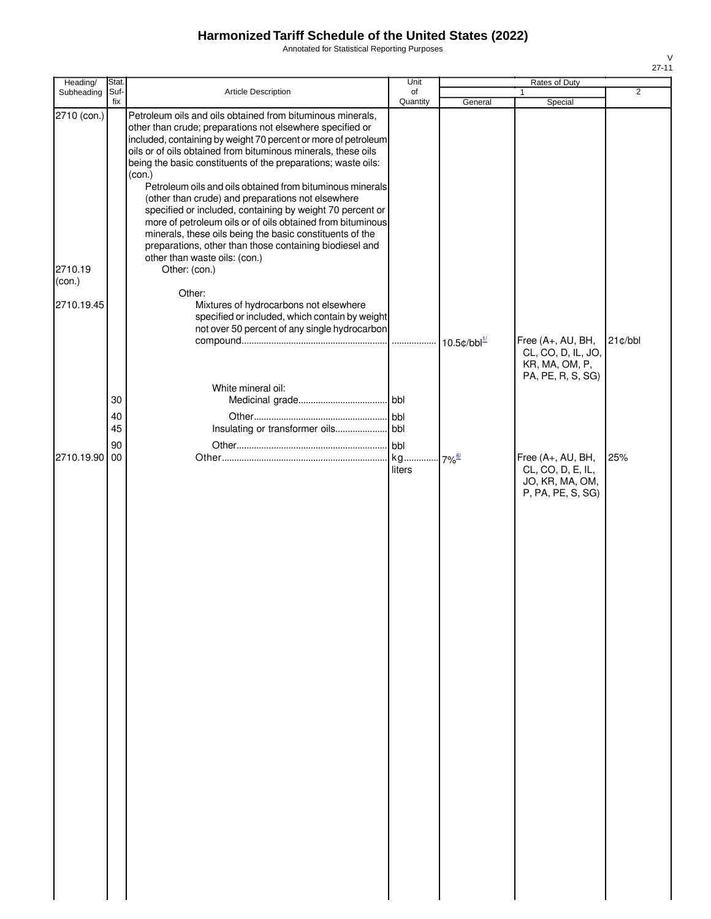# Harmonized Tariff Schedule of the United States (2022)

Annotated for Statistical Reporting Purposes

| Heading/ Subheading | Stat. Suf- fix | Article Description | Unit of Quantity | Rates of Duty 1 General | Rates of Duty 1 Special | Rates of Duty 2 |
|---|---|---|---|---|---|---|
| 2710 (con.) | | Petroleum oils and oils obtained from bituminous minerals, other than crude; preparations not elsewhere specified or included, containing by weight 70 percent or more of petroleum oils or of oils obtained from bituminous minerals, these oils being the basic constituents of the preparations; waste oils: (con.) | | | | |
| | | Petroleum oils and oils obtained from bituminous minerals (other than crude) and preparations not elsewhere specified or included, containing by weight 70 percent or more of petroleum oils or of oils obtained from bituminous minerals, these oils being the basic constituents of the preparations, other than those containing biodiesel and other than waste oils: (con.) | | | | |
| 2710.19 (con.) | | Other: (con.) | | | | |
| | | Other: | | | | |
| 2710.19.45 | | Mixtures of hydrocarbons not elsewhere specified or included, which contain by weight not over 50 percent of any single hydrocarbon compound | ................. | 10.5¢/bbl[1/] | Free (A+, AU, BH, CL, CO, D, IL, JO, KR, MA, OM, P, PA, PE, R, S, SG) | 21¢/bbl |
| | | White mineral oil: | | | | |
| | 30 | Medicinal grade | bbl | | | |
| | 40 | Other | bbl | | | |
| | 45 | Insulating or transformer oils | bbl | | | |
| | 90 | Other | bbl | | | |
| 2710.19.90 | 00 | Other | kg liters | 7%[6/] | Free (A+, AU, BH, CL, CO, D, E, IL, JO, KR, MA, OM, P, PA, PE, S, SG) | 25% |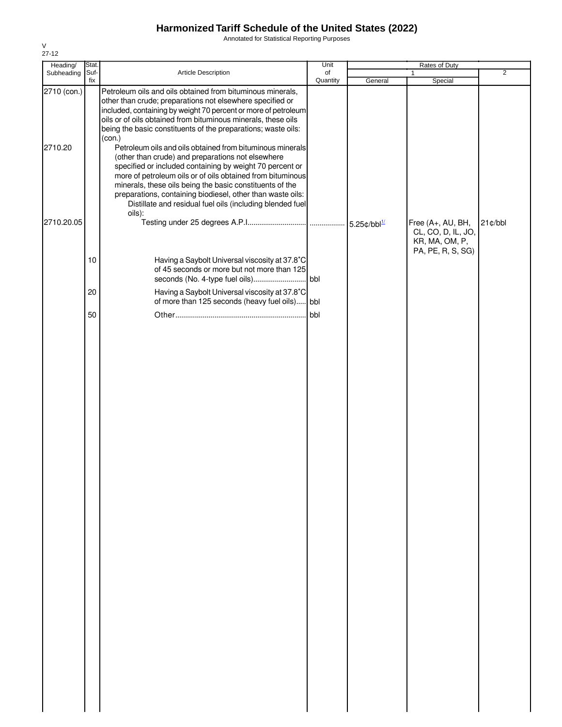# Harmonized Tariff Schedule of the United States (2022)

Annotated for Statistical Reporting Purposes

V
27-12

| Heading/ Subheading | Stat. Suf- fix | Article Description | Unit of Quantity | Rates of Duty 1 General | Special | 2 |
|---|---|---|---|---|---|---|
| 2710 (con.) | | Petroleum oils and oils obtained from bituminous minerals, other than crude; preparations not elsewhere specified or included, containing by weight 70 percent or more of petroleum oils or of oils obtained from bituminous minerals, these oils being the basic constituents of the preparations; waste oils: (con.) | | | | |
| 2710.20 | | Petroleum oils and oils obtained from bituminous minerals (other than crude) and preparations not elsewhere specified or included containing by weight 70 percent or more of petroleum oils or of oils obtained from bituminous minerals, these oils being the basic constituents of the preparations, containing biodiesel, other than waste oils: | | | | |
| | | Distillate and residual fuel oils (including blended fuel oils): | | | | |
| 2710.20.05 | | Testing under 25 degrees A.P.I. | | 5.25¢/bbl[1/] | Free (A+, AU, BH, CL, CO, D, IL, JO, KR, MA, OM, P, PA, PE, R, S, SG) | 21¢/bbl |
| | 10 | Having a Saybolt Universal viscosity at 37.8°C of 45 seconds or more but not more than 125 seconds (No. 4-type fuel oils) | bbl | | | |
| | 20 | Having a Saybolt Universal viscosity at 37.8°C of more than 125 seconds (heavy fuel oils) | bbl | | | |
| | 50 | Other | bbl | | | |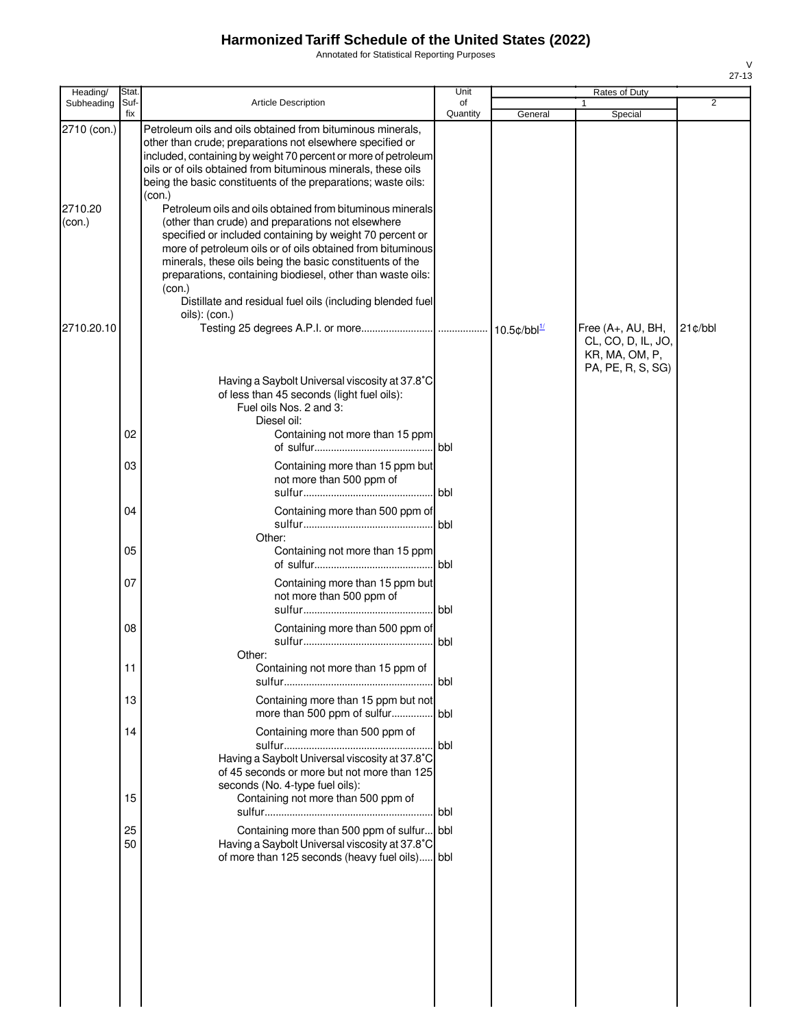# Harmonized Tariff Schedule of the United States (2022)

Annotated for Statistical Reporting Purposes

| Heading/ Subheading | Stat. Suf- fix | Article Description | Unit of Quantity | Rates of Duty 1 General | Rates of Duty 1 Special | Rates of Duty 2 |
|---|---|---|---|---|---|---|
| 2710 (con.) | | Petroleum oils and oils obtained from bituminous minerals, other than crude; preparations not elsewhere specified or included, containing by weight 70 percent or more of petroleum oils or of oils obtained from bituminous minerals, these oils being the basic constituents of the preparations; waste oils: (con.) | | | | |
| 2710.20 (con.) | | Petroleum oils and oils obtained from bituminous minerals (other than crude) and preparations not elsewhere specified or included containing by weight 70 percent or more of petroleum oils or of oils obtained from bituminous minerals, these oils being the basic constituents of the preparations, containing biodiesel, other than waste oils: (con.) | | | | |
| | | Distillate and residual fuel oils (including blended fuel oils): (con.) | | | | |
| 2710.20.10 | | Testing 25 degrees A.P.I. or more | | 10.5¢/bbl[1/] | Free (A+, AU, BH, CL, CO, D, IL, JO, KR, MA, OM, P, PA, PE, R, S, SG) | 21¢/bbl |
| | | Having a Saybolt Universal viscosity at 37.8˚C of less than 45 seconds (light fuel oils): | | | | |
| | | Fuel oils Nos. 2 and 3: | | | | |
| | | Diesel oil: | | | | |
| | 02 | Containing not more than 15 ppm of sulfur | bbl | | | |
| | 03 | Containing more than 15 ppm but not more than 500 ppm of sulfur | bbl | | | |
| | 04 | Containing more than 500 ppm of sulfur | bbl | | | |
| | | Other: | | | | |
| | 05 | Containing not more than 15 ppm of sulfur | bbl | | | |
| | 07 | Containing more than 15 ppm but not more than 500 ppm of sulfur | bbl | | | |
| | 08 | Containing more than 500 ppm of sulfur | bbl | | | |
| | | Other: | | | | |
| | 11 | Containing not more than 15 ppm of sulfur | bbl | | | |
| | 13 | Containing more than 15 ppm but not more than 500 ppm of sulfur | bbl | | | |
| | 14 | Containing more than 500 ppm of sulfur | bbl | | | |
| | | Having a Saybolt Universal viscosity at 37.8˚C of 45 seconds or more but not more than 125 seconds (No. 4-type fuel oils): | | | | |
| | 15 | Containing not more than 500 ppm of sulfur | bbl | | | |
| | 25 | Containing more than 500 ppm of sulfur | bbl | | | |
| | 50 | Having a Saybolt Universal viscosity at 37.8˚C of more than 125 seconds (heavy fuel oils) | bbl | | | |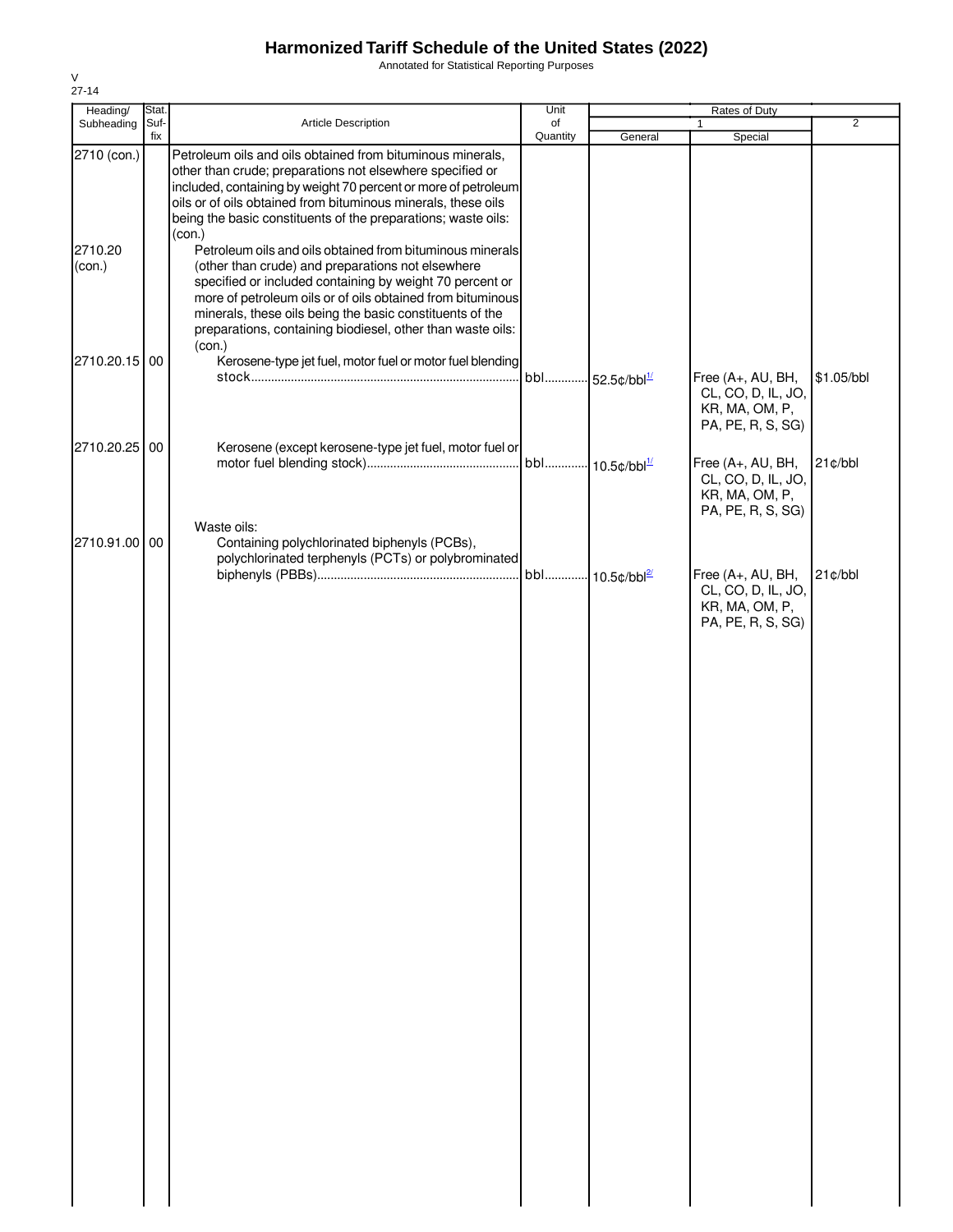# Harmonized Tariff Schedule of the United States (2022)

Annotated for Statistical Reporting Purposes

V
27-14

| Heading/ Subheading | Stat. Suf- fix | Article Description | Unit of Quantity | Rates of Duty 1 General | Special | 2 |
|---|---|---|---|---|---|---|
| 2710 (con.) | | Petroleum oils and oils obtained from bituminous minerals, other than crude; preparations not elsewhere specified or included, containing by weight 70 percent or more of petroleum oils or of oils obtained from bituminous minerals, these oils being the basic constituents of the preparations; waste oils: (con.) | | | | |
| 2710.20 (con.) | | Petroleum oils and oils obtained from bituminous minerals (other than crude) and preparations not elsewhere specified or included containing by weight 70 percent or more of petroleum oils or of oils obtained from bituminous minerals, these oils being the basic constituents of the preparations, containing biodiesel, other than waste oils: (con.) | | | | |
| 2710.20.15 | 00 | Kerosene-type jet fuel, motor fuel or motor fuel blending stock | bbl | 52.5¢/bbl[1/] | Free (A+, AU, BH, CL, CO, D, IL, JO, KR, MA, OM, P, PA, PE, R, S, SG) | $1.05/bbl |
| 2710.20.25 | 00 | Kerosene (except kerosene-type jet fuel, motor fuel or motor fuel blending stock) | bbl | 10.5¢/bbl[1/] | Free (A+, AU, BH, CL, CO, D, IL, JO, KR, MA, OM, P, PA, PE, R, S, SG) | 21¢/bbl |
| | | Waste oils: | | | | |
| 2710.91.00 | 00 | Containing polychlorinated biphenyls (PCBs), polychlorinated terphenyls (PCTs) or polybrominated biphenyls (PBBs) | bbl | 10.5¢/bbl[2/] | Free (A+, AU, BH, CL, CO, D, IL, JO, KR, MA, OM, P, PA, PE, R, S, SG) | 21¢/bbl |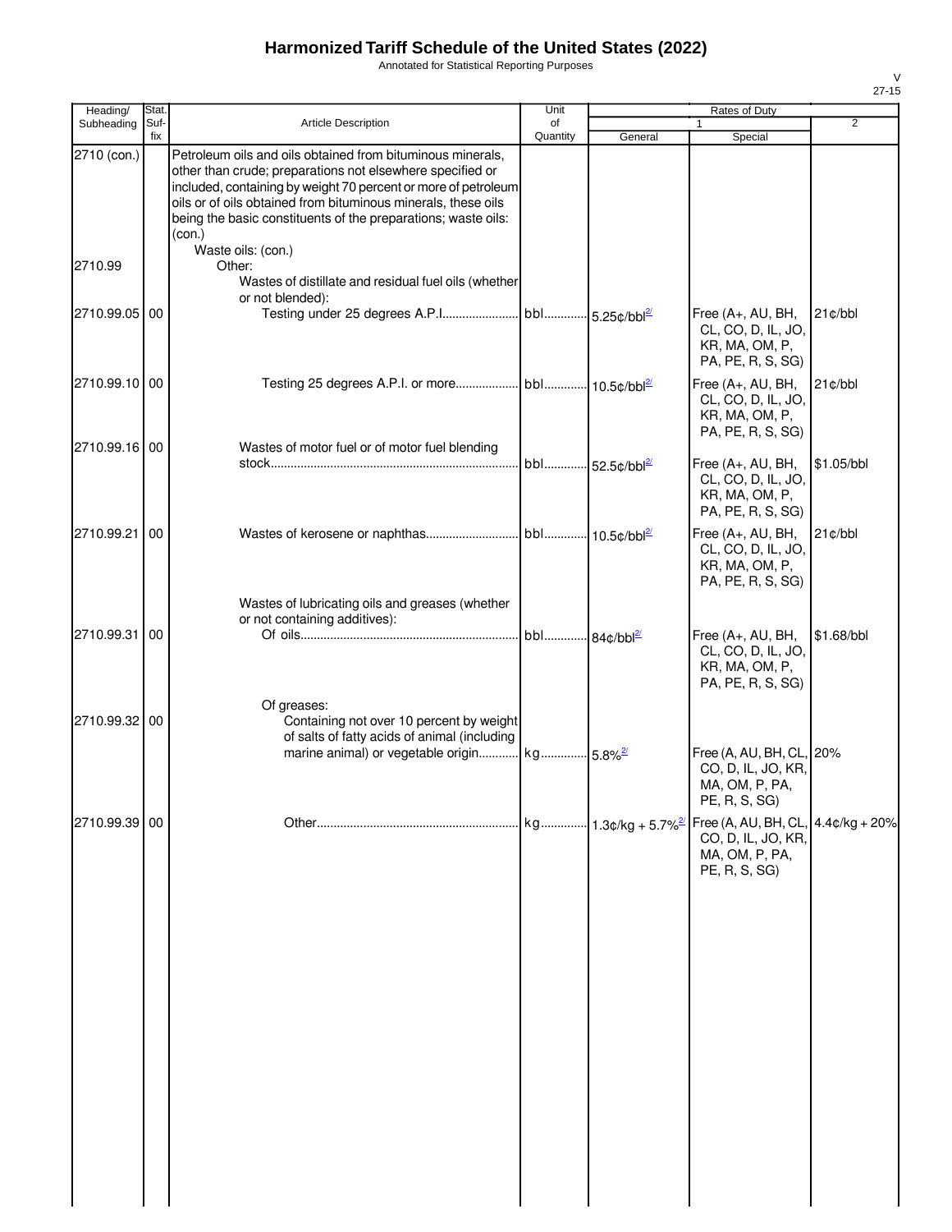# Harmonized Tariff Schedule of the United States (2022)

Annotated for Statistical Reporting Purposes

| Heading/ Subheading | Stat. Suf- fix | Article Description | Unit of Quantity | Rates of Duty 1 General | Rates of Duty 1 Special | Rates of Duty 2 |
|---|---|---|---|---|---|---|
| 2710 (con.) | | Petroleum oils and oils obtained from bituminous minerals, other than crude; preparations not elsewhere specified or included, containing by weight 70 percent or more of petroleum oils or of oils obtained from bituminous minerals, these oils being the basic constituents of the preparations; waste oils: (con.) | | | | |
| | | Waste oils: (con.) | | | | |
| 2710.99 | | Other: | | | | |
| | | Wastes of distillate and residual fuel oils (whether or not blended): | | | | |
| 2710.99.05 | 00 | Testing under 25 degrees A.P.I. | bbl | 5.25¢/bbl[2/] | Free (A+, AU, BH, CL, CO, D, IL, JO, KR, MA, OM, P, PA, PE, R, S, SG) | 21¢/bbl |
| 2710.99.10 | 00 | Testing 25 degrees A.P.I. or more | bbl | 10.5¢/bbl[2/] | Free (A+, AU, BH, CL, CO, D, IL, JO, KR, MA, OM, P, PA, PE, R, S, SG) | 21¢/bbl |
| 2710.99.16 | 00 | Wastes of motor fuel or of motor fuel blending stock | bbl | 52.5¢/bbl[2/] | Free (A+, AU, BH, CL, CO, D, IL, JO, KR, MA, OM, P, PA, PE, R, S, SG) | $1.05/bbl |
| 2710.99.21 | 00 | Wastes of kerosene or naphthas | bbl | 10.5¢/bbl[2/] | Free (A+, AU, BH, CL, CO, D, IL, JO, KR, MA, OM, P, PA, PE, R, S, SG) | 21¢/bbl |
| | | Wastes of lubricating oils and greases (whether or not containing additives): | | | | |
| 2710.99.31 | 00 | Of oils | bbl | 84¢/bbl[2/] | Free (A+, AU, BH, CL, CO, D, IL, JO, KR, MA, OM, P, PA, PE, R, S, SG) | $1.68/bbl |
| | | Of greases: | | | | |
| 2710.99.32 | 00 | Containing not over 10 percent by weight of salts of fatty acids of animal (including marine animal) or vegetable origin | kg | 5.8%[2/] | Free (A, AU, BH, CL, CO, D, IL, JO, KR, MA, OM, P, PA, PE, R, S, SG) | 20% |
| 2710.99.39 | 00 | Other | kg | 1.3¢/kg + 5.7%[2/] | Free (A, AU, BH, CL, CO, D, IL, JO, KR, MA, OM, P, PA, PE, R, S, SG) | 4.4¢/kg + 20% |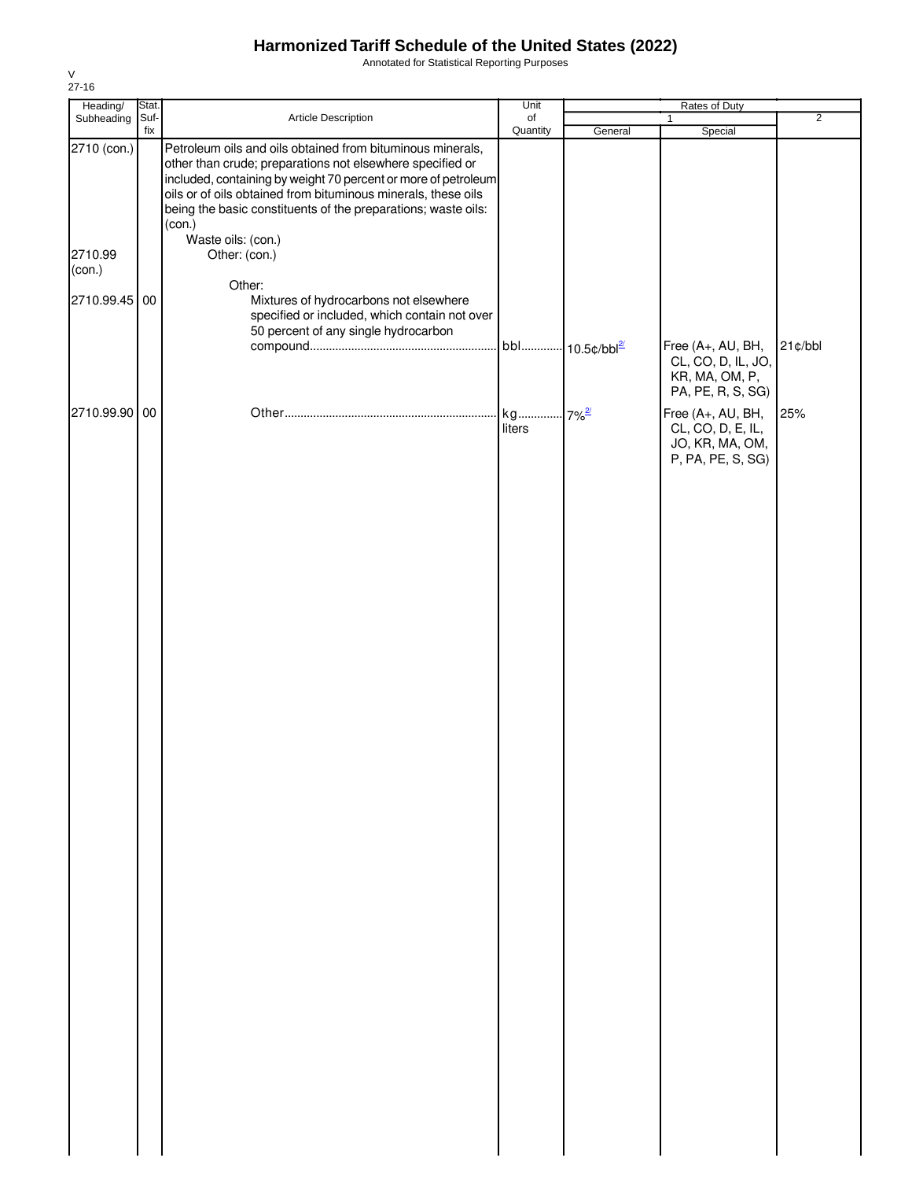# Harmonized Tariff Schedule of the United States (2022)

Annotated for Statistical Reporting Purposes

V
27-16

| Heading/ Subheading | Stat. Suf- fix | Article Description | Unit of Quantity | Rates of Duty 1 General | Special | 2 |
|---|---|---|---|---|---|---|
| 2710 (con.) | | Petroleum oils and oils obtained from bituminous minerals, other than crude; preparations not elsewhere specified or included, containing by weight 70 percent or more of petroleum oils or of oils obtained from bituminous minerals, these oils being the basic constituents of the preparations; waste oils: (con.) | | | | |
| | | Waste oils: (con.) | | | | |
| 2710.99 (con.) | | Other: (con.) | | | | |
| | | Other: | | | | |
| 2710.99.45 | 00 | Mixtures of hydrocarbons not elsewhere specified or included, which contain not over 50 percent of any single hydrocarbon compound | bbl | 10.5¢/bbl[2/] | Free (A+, AU, BH, CL, CO, D, IL, JO, KR, MA, OM, P, PA, PE, R, S, SG) | 21¢/bbl |
| 2710.99.90 | 00 | Other | kg liters | 7%[2/] | Free (A+, AU, BH, CL, CO, D, E, IL, JO, KR, MA, OM, P, PA, PE, S, SG) | 25% |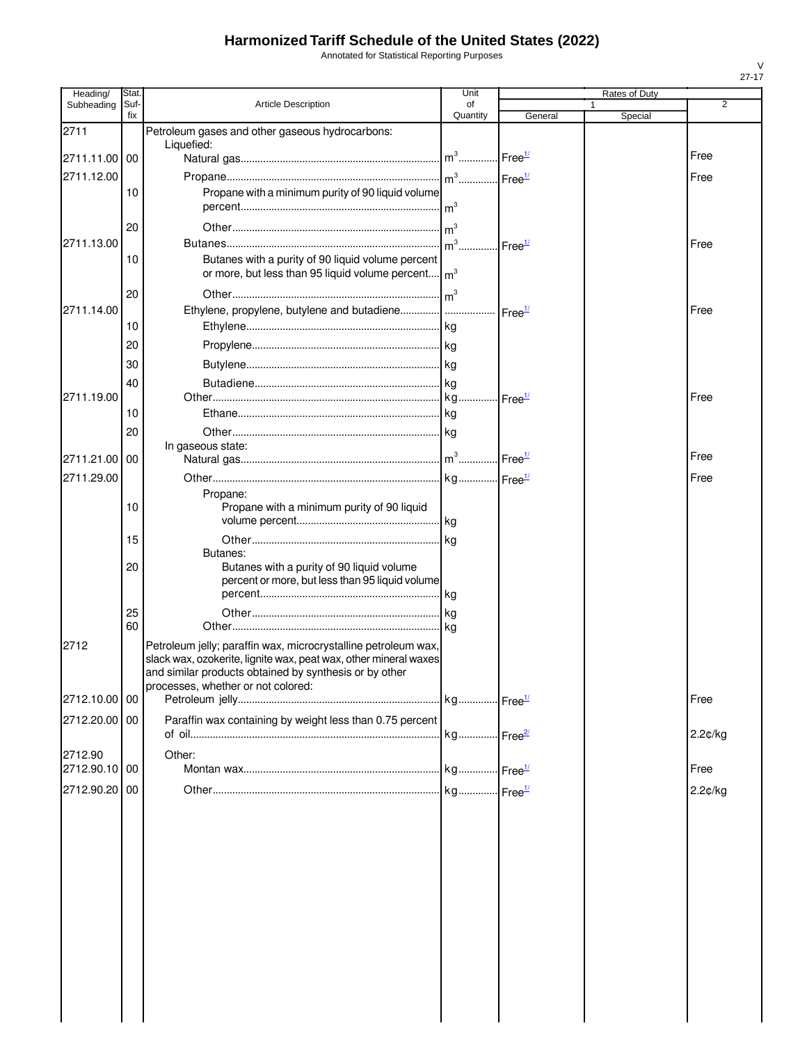# Harmonized Tariff Schedule of the United States (2022)

Annotated for Statistical Reporting Purposes

V
27-17

| Heading/ Subheading | Stat. Suf-fix | Article Description | Unit of Quantity | Rates of Duty 1 General | Special | 2 |
|---|---|---|---|---|---|---|
| 2711 | | Petroleum gases and other gaseous hydrocarbons: | | | | |
| | | Liquefied: | | | | |
| 2711.11.00 | 00 | Natural gas | $m^3$ | Free[1/] | | Free |
| 2711.12.00 | | Propane | $m^3$ | Free[1/] | | Free |
| | 10 | Propane with a minimum purity of 90 liquid volume percent | $m^3$ | | | |
| | 20 | Other | $m^3$ | | | |
| 2711.13.00 | | Butanes | $m^3$ | Free[1/] | | Free |
| | 10 | Butanes with a purity of 90 liquid volume percent or more, but less than 95 liquid volume percent | $m^3$ | | | |
| | 20 | Other | $m^3$ | | | |
| 2711.14.00 | | Ethylene, propylene, butylene and butadiene | | Free[1/] | | Free |
| | 10 | Ethylene | kg | | | |
| | 20 | Propylene | kg | | | |
| | 30 | Butylene | kg | | | |
| | 40 | Butadiene | kg | | | |
| 2711.19.00 | | Other | kg | Free[1/] | | Free |
| | 10 | Ethane | kg | | | |
| | 20 | Other | kg | | | |
| | | In gaseous state: | | | | |
| 2711.21.00 | 00 | Natural gas | $m^3$ | Free[1/] | | Free |
| 2711.29.00 | | Other | kg | Free[1/] | | Free |
| | | Propane: | | | | |
| | 10 | Propane with a minimum purity of 90 liquid volume percent | kg | | | |
| | 15 | Other | kg | | | |
| | | Butanes: | | | | |
| | 20 | Butanes with a purity of 90 liquid volume percent or more, but less than 95 liquid volume percent | kg | | | |
| | 25 | Other | kg | | | |
| | 60 | Other | kg | | | |
| 2712 | | Petroleum jelly; paraffin wax, microcrystalline petroleum wax, slack wax, ozokerite, lignite wax, peat wax, other mineral waxes and similar products obtained by synthesis or by other processes, whether or not colored: | | | | |
| 2712.10.00 | 00 | Petroleum jelly | kg | Free[1/] | | Free |
| 2712.20.00 | 00 | Paraffin wax containing by weight less than 0.75 percent of oil | kg | Free[2/] | | 2.2¢/kg |
| 2712.90 | | Other: | | | | |
| 2712.90.10 | 00 | Montan wax | kg | Free[1/] | | Free |
| 2712.90.20 | 00 | Other | kg | Free[1/] | | 2.2¢/kg |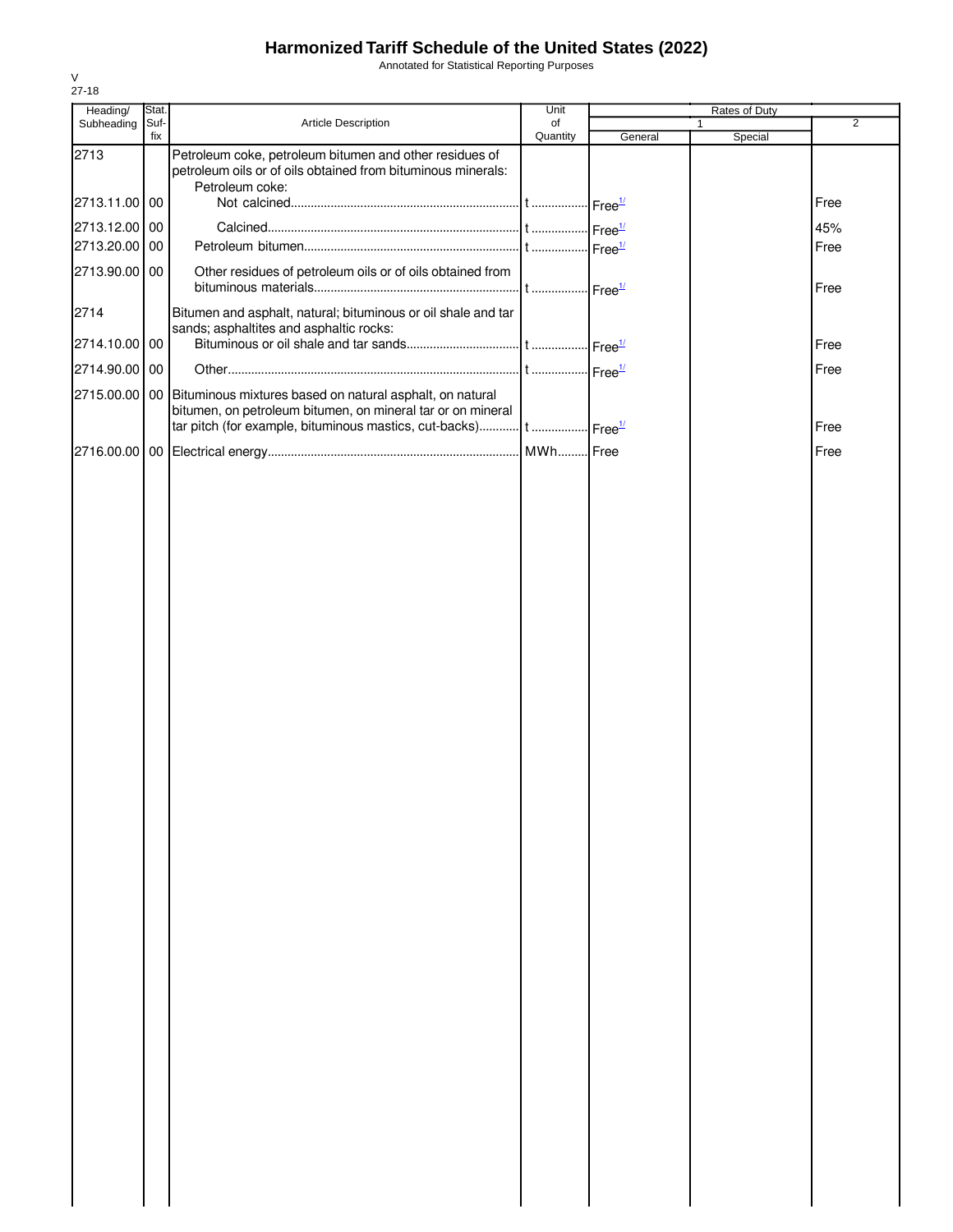# Harmonized Tariff Schedule of the United States (2022)

Annotated for Statistical Reporting Purposes

V
27-18

| Heading/ Subheading | Stat. Suf- fix | Article Description | Unit of Quantity | Rates of Duty 1 General | Special | 2 |
|---|---|---|---|---|---|---|
| 2713 | | Petroleum coke, petroleum bitumen and other residues of petroleum oils or of oils obtained from bituminous minerals: | | | | |
| | | Petroleum coke: | | | | |
| 2713.11.00 | 00 | Not calcined | t | Free[1/] | | Free |
| 2713.12.00 | 00 | Calcined | t | Free[1/] | | 45% |
| 2713.20.00 | 00 | Petroleum bitumen | t | Free[1/] | | Free |
| 2713.90.00 | 00 | Other residues of petroleum oils or of oils obtained from bituminous materials | t | Free[1/] | | Free |
| 2714 | | Bitumen and asphalt, natural; bituminous or oil shale and tar sands; asphaltites and asphaltic rocks: | | | | |
| 2714.10.00 | 00 | Bituminous or oil shale and tar sands | t | Free[1/] | | Free |
| 2714.90.00 | 00 | Other | t | Free[1/] | | Free |
| 2715.00.00 | 00 | Bituminous mixtures based on natural asphalt, on natural bitumen, on petroleum bitumen, on mineral tar or on mineral tar pitch (for example, bituminous mastics, cut-backs) | t | Free[1/] | | Free |
| 2716.00.00 | 00 | Electrical energy | MWh | Free | | Free |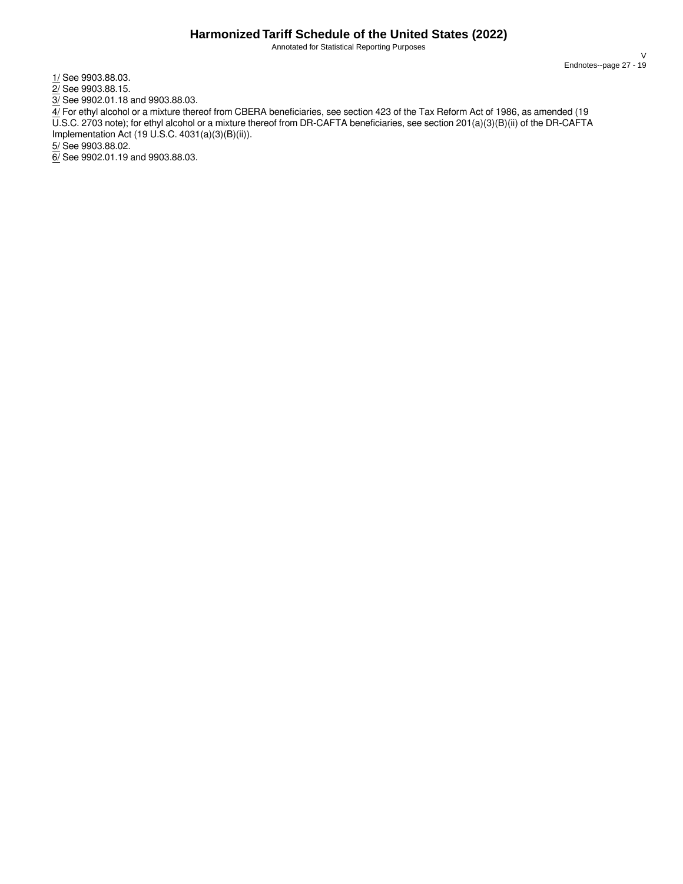1/ See 9903.88.03.
2/ See 9903.88.15.
3/ See 9902.01.18 and 9903.88.03.
4/ For ethyl alcohol or a mixture thereof from CBERA beneficiaries, see section 423 of the Tax Reform Act of 1986, as amended (19 U.S.C. 2703 note); for ethyl alcohol or a mixture thereof from DR-CAFTA beneficiaries, see section 201(a)(3)(B)(ii) of the DR-CAFTA Implementation Act (19 U.S.C. 4031(a)(3)(B)(ii)).
5/ See 9903.88.02.
6/ See 9902.01.19 and 9903.88.03.